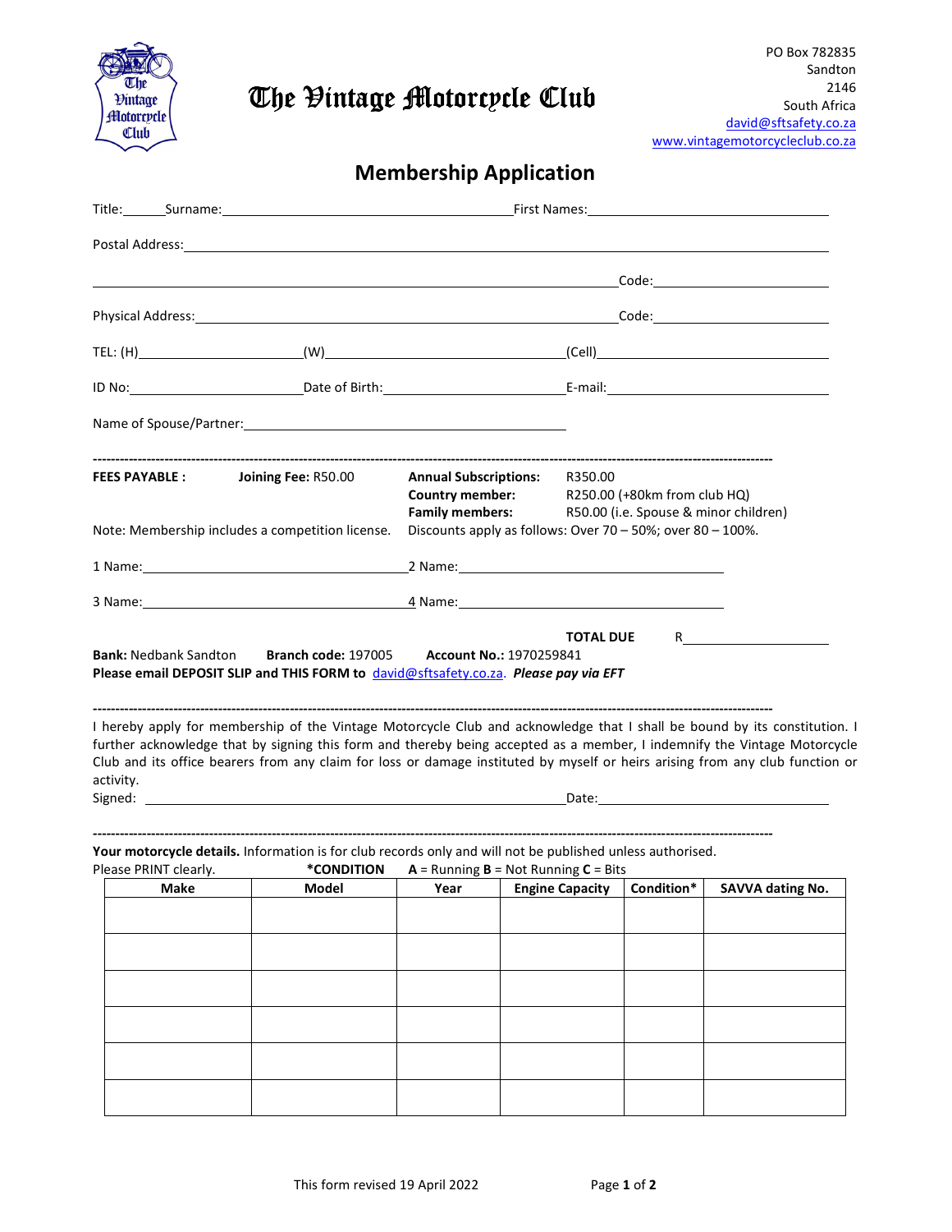# The Vintage Motorcycle Club

PO Box 782835
Sandton
2146
South Africa
david@sftsafety.co.za
www.vintagemotorcycleclub.co.za

## Membership Application

Title:______ Surname:________________________________________ First Names:________________________________

Postal Address:________________________________________________________________________________

________________________________________________________________________ Code:____________________

Physical Address:_______________________________________________________ Code:____________________

TEL: (H)______________________ (W)______________________________ (Cell)______________________________

ID No:________________________ Date of Birth:_________________________ E-mail:______________________________

Name of Spouse/Partner:_____________________________________________

---

**FEES PAYABLE :** **Joining Fee:** R50.00

**Annual Subscriptions:** R350.00
**Country member:** R250.00 (+80km from club HQ)
**Family members:** R50.00 (i.e. Spouse & minor children)

Note: Membership includes a competition license. Discounts apply as follows: Over 70 – 50%; over 80 – 100%.

1 Name:___________________________________ 2 Name:___________________________________

3 Name:___________________________________ 4 Name:___________________________________

**TOTAL DUE** R____________________

**Bank:** Nedbank Sandton **Branch code:** 197005 **Account No.:** 1970259841
**Please email DEPOSIT SLIP and THIS FORM to** david@sftsafety.co.za. ***Please pay via EFT***

---

I hereby apply for membership of the Vintage Motorcycle Club and acknowledge that I shall be bound by its constitution. I further acknowledge that by signing this form and thereby being accepted as a member, I indemnify the Vintage Motorcycle Club and its office bearers from any claim for loss or damage instituted by myself or heirs arising from any club function or activity.

Signed: ________________________________________________________ Date:______________________________

---

**Your motorcycle details.** Information is for club records only and will not be published unless authorised.

Please PRINT clearly. **\*CONDITION** **A** = Running **B** = Not Running **C** = Bits

| Make | Model | Year | Engine Capacity | Condition* | SAVVA dating No. |
|---|---|---|---|---|---|
| | | | | | |
| | | | | | |
| | | | | | |
| | | | | | |
| | | | | | |
| | | | | | |

This form revised 19 April 2022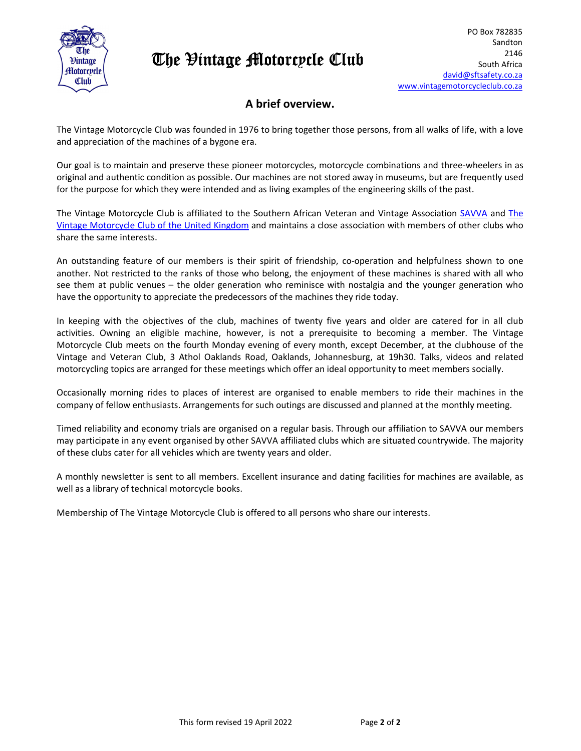# The Vintage Motorcycle Club

PO Box 782835
Sandton
2146
South Africa
david@sftsafety.co.za
www.vintagemotorcycleclub.co.za

## A brief overview.

The Vintage Motorcycle Club was founded in 1976 to bring together those persons, from all walks of life, with a love and appreciation of the machines of a bygone era.

Our goal is to maintain and preserve these pioneer motorcycles, motorcycle combinations and three-wheelers in as original and authentic condition as possible. Our machines are not stored away in museums, but are frequently used for the purpose for which they were intended and as living examples of the engineering skills of the past.

The Vintage Motorcycle Club is affiliated to the Southern African Veteran and Vintage Association SAVVA and The Vintage Motorcycle Club of the United Kingdom and maintains a close association with members of other clubs who share the same interests.

An outstanding feature of our members is their spirit of friendship, co-operation and helpfulness shown to one another. Not restricted to the ranks of those who belong, the enjoyment of these machines is shared with all who see them at public venues – the older generation who reminisce with nostalgia and the younger generation who have the opportunity to appreciate the predecessors of the machines they ride today.

In keeping with the objectives of the club, machines of twenty five years and older are catered for in all club activities. Owning an eligible machine, however, is not a prerequisite to becoming a member. The Vintage Motorcycle Club meets on the fourth Monday evening of every month, except December, at the clubhouse of the Vintage and Veteran Club, 3 Athol Oaklands Road, Oaklands, Johannesburg, at 19h30. Talks, videos and related motorcycling topics are arranged for these meetings which offer an ideal opportunity to meet members socially.

Occasionally morning rides to places of interest are organised to enable members to ride their machines in the company of fellow enthusiasts. Arrangements for such outings are discussed and planned at the monthly meeting.

Timed reliability and economy trials are organised on a regular basis. Through our affiliation to SAVVA our members may participate in any event organised by other SAVVA affiliated clubs which are situated countrywide. The majority of these clubs cater for all vehicles which are twenty years and older.

A monthly newsletter is sent to all members. Excellent insurance and dating facilities for machines are available, as well as a library of technical motorcycle books.

Membership of The Vintage Motorcycle Club is offered to all persons who share our interests.

This form revised 19 April 2022